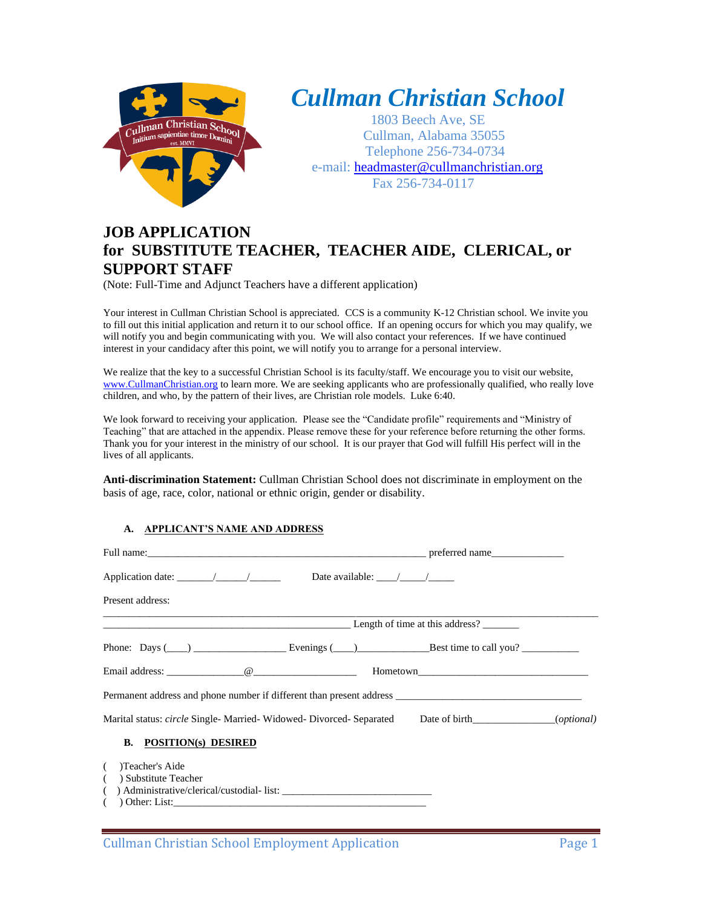# Cullman Christian School

1803 Beech Ave, SE
Cullman, Alabama 35055
Telephone 256-734-0734
e-mail: headmaster@cullmanchristian.org
Fax 256-734-0117

## JOB APPLICATION
## for SUBSTITUTE TEACHER, TEACHER AIDE, CLERICAL, or SUPPORT STAFF

(Note: Full-Time and Adjunct Teachers have a different application)

Your interest in Cullman Christian School is appreciated. CCS is a community K-12 Christian school. We invite you to fill out this initial application and return it to our school office. If an opening occurs for which you may qualify, we will notify you and begin communicating with you. We will also contact your references. If we have continued interest in your candidacy after this point, we will notify you to arrange for a personal interview.

We realize that the key to a successful Christian School is its faculty/staff. We encourage you to visit our website, www.CullmanChristian.org to learn more. We are seeking applicants who are professionally qualified, who really love children, and who, by the pattern of their lives, are Christian role models. Luke 6:40.

We look forward to receiving your application. Please see the "Candidate profile" requirements and "Ministry of Teaching" that are attached in the appendix. Please remove these for your reference before returning the other forms. Thank you for your interest in the ministry of our school. It is our prayer that God will fulfill His perfect will in the lives of all applicants.

**Anti-discrimination Statement:** Cullman Christian School does not discriminate in employment on the basis of age, race, color, national or ethnic origin, gender or disability.

### A. APPLICANT'S NAME AND ADDRESS

Full name:_______________________________________________________ preferred name______________

Application date: _______/______/______ Date available: ____/_____/_____

Present address:

_____________________________________________________________________________________________

________________________________________________ Length of time at this address? _______

Phone: Days (____) _________________ Evenings (____)_____________Best time to call you? __________

Email address: ______________@___________________ Hometown_______________________________

Permanent address and phone number if different than present address ___________________________________

Marital status: *circle* Single- Married- Widowed- Divorced- Separated Date of birth_______________(*optional*)

### B. POSITION(s) DESIRED

( )Teacher's Aide
( ) Substitute Teacher
( ) Administrative/clerical/custodial- list: ____________________________
( ) Other: List:_________________________________________________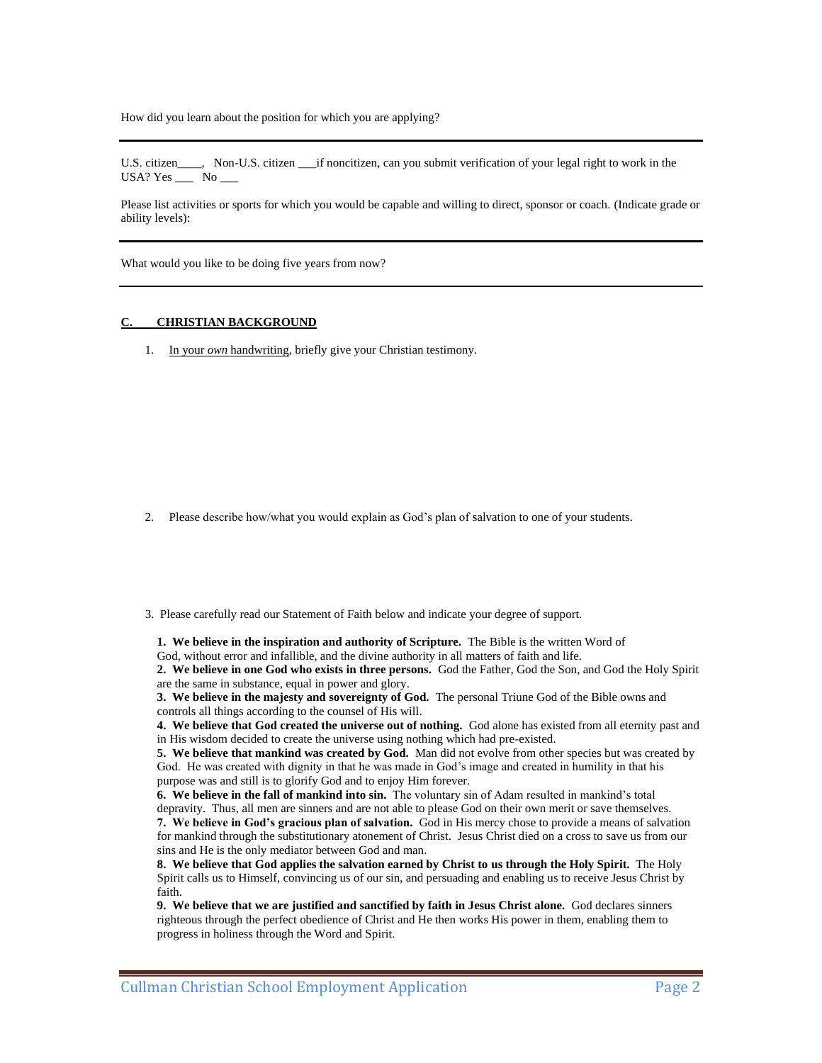How did you learn about the position for which you are applying?

---

U.S. citizen____, Non-U.S. citizen ___if noncitizen, can you submit verification of your legal right to work in the USA? Yes ___ No ___

Please list activities or sports for which you would be capable and willing to direct, sponsor or coach. (Indicate grade or ability levels):

---

What would you like to be doing five years from now?

---

## C. CHRISTIAN BACKGROUND

1. In your *own* handwriting, briefly give your Christian testimony.

2. Please describe how/what you would explain as God's plan of salvation to one of your students.

3. Please carefully read our Statement of Faith below and indicate your degree of support.

**1. We believe in the inspiration and authority of Scripture.** The Bible is the written Word of God, without error and infallible, and the divine authority in all matters of faith and life.
**2. We believe in one God who exists in three persons.** God the Father, God the Son, and God the Holy Spirit are the same in substance, equal in power and glory.
**3. We believe in the majesty and sovereignty of God.** The personal Triune God of the Bible owns and controls all things according to the counsel of His will.
**4. We believe that God created the universe out of nothing.** God alone has existed from all eternity past and in His wisdom decided to create the universe using nothing which had pre-existed.
**5. We believe that mankind was created by God.** Man did not evolve from other species but was created by God. He was created with dignity in that he was made in God's image and created in humility in that his purpose was and still is to glorify God and to enjoy Him forever.
**6. We believe in the fall of mankind into sin.** The voluntary sin of Adam resulted in mankind's total depravity. Thus, all men are sinners and are not able to please God on their own merit or save themselves.
**7. We believe in God's gracious plan of salvation.** God in His mercy chose to provide a means of salvation for mankind through the substitutionary atonement of Christ. Jesus Christ died on a cross to save us from our sins and He is the only mediator between God and man.
**8. We believe that God applies the salvation earned by Christ to us through the Holy Spirit.** The Holy Spirit calls us to Himself, convincing us of our sin, and persuading and enabling us to receive Jesus Christ by faith.
**9. We believe that we are justified and sanctified by faith in Jesus Christ alone.** God declares sinners righteous through the perfect obedience of Christ and He then works His power in them, enabling them to progress in holiness through the Word and Spirit.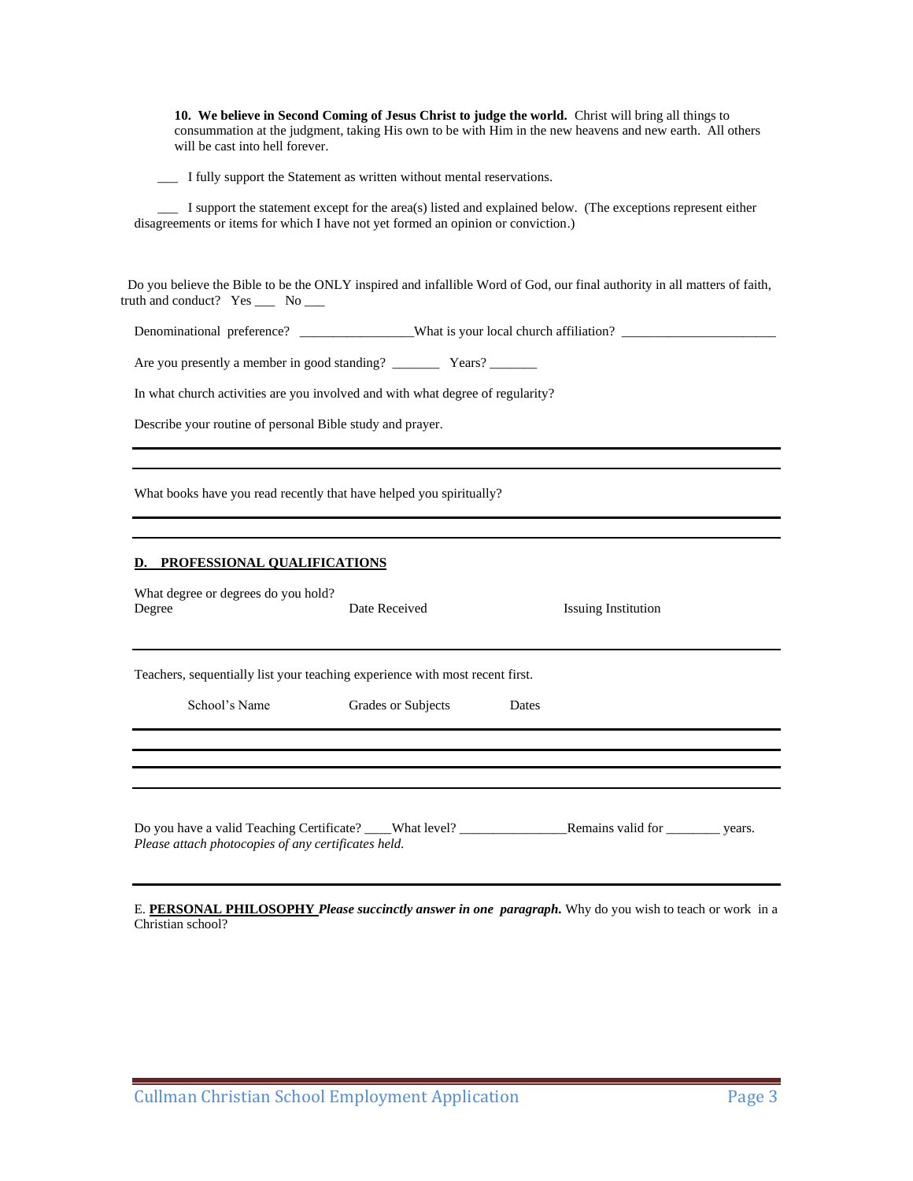**10. We believe in Second Coming of Jesus Christ to judge the world.** Christ will bring all things to consummation at the judgment, taking His own to be with Him in the new heavens and new earth. All others will be cast into hell forever.

___ I fully support the Statement as written without mental reservations.

___ I support the statement except for the area(s) listed and explained below. (The exceptions represent either disagreements or items for which I have not yet formed an opinion or conviction.)

Do you believe the Bible to be the ONLY inspired and infallible Word of God, our final authority in all matters of faith, truth and conduct? Yes ___ No ___

Denominational preference? ________________What is your local church affiliation? ______________________

Are you presently a member in good standing? _______ Years? _______

In what church activities are you involved and with what degree of regularity?

Describe your routine of personal Bible study and prayer.

---

---

What books have you read recently that have helped you spiritually?

---

---

## D. PROFESSIONAL QUALIFICATIONS

What degree or degrees do you hold?

| Degree | Date Received | Issuing Institution |
|---|---|---|
| | | |

Teachers, sequentially list your teaching experience with most recent first.

| School's Name | Grades or Subjects | Dates |
|---|---|---|
| | | |
| | | |
| | | |
| | | |

Do you have a valid Teaching Certificate? ____What level? _______________Remains valid for ________ years.
*Please attach photocopies of any certificates held.*

---

E. **PERSONAL PHILOSOPHY** ***Please succinctly answer in one paragraph.*** Why do you wish to teach or work in a Christian school?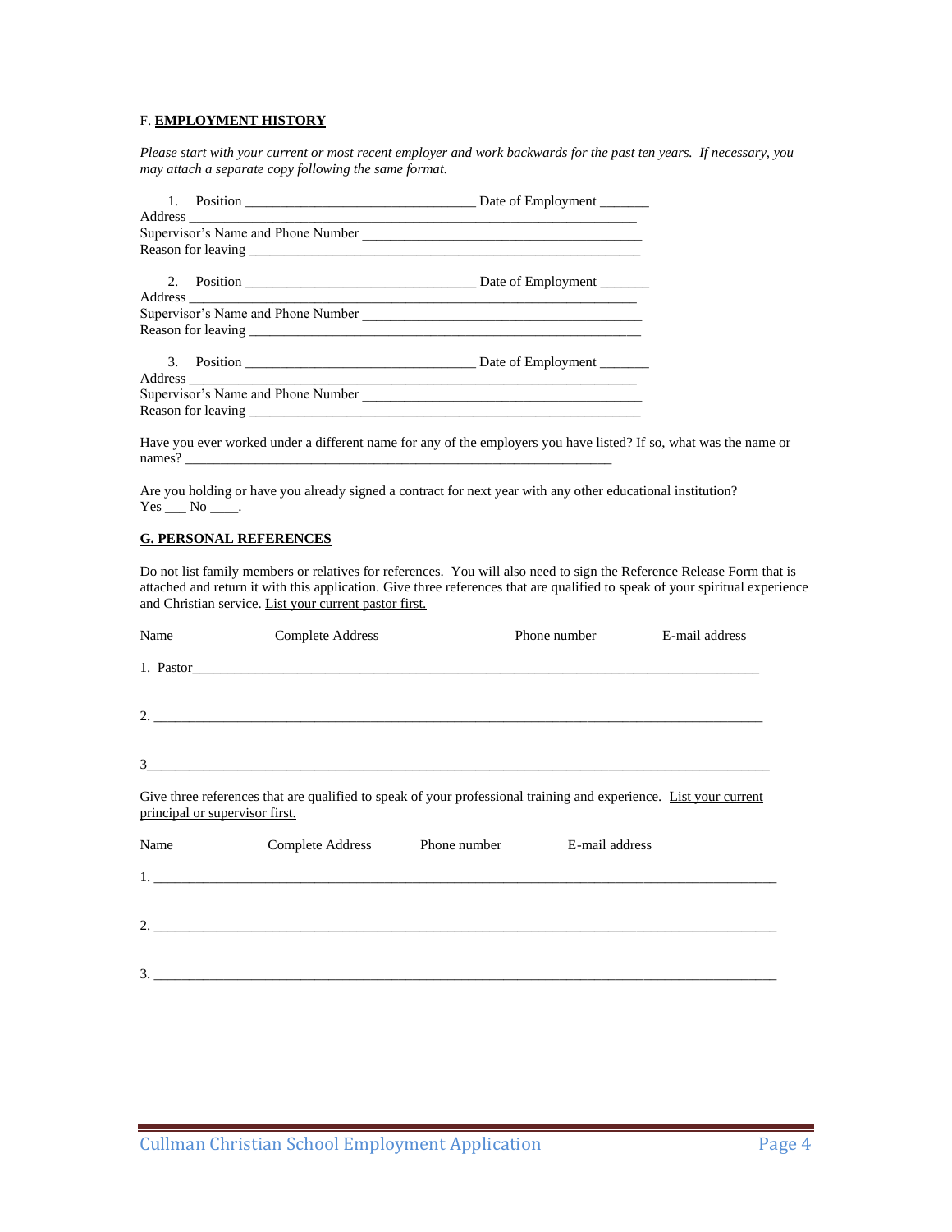F. **EMPLOYMENT HISTORY**

*Please start with your current or most recent employer and work backwards for the past ten years. If necessary, you may attach a separate copy following the same format.*

1. Position _________________________________ Date of Employment _______
Address _________________________________________________________________
Supervisor's Name and Phone Number ________________________________________
Reason for leaving ________________________________________________________

2. Position _________________________________ Date of Employment _______
Address _________________________________________________________________
Supervisor's Name and Phone Number ________________________________________
Reason for leaving ________________________________________________________

3. Position _________________________________ Date of Employment _______
Address _________________________________________________________________
Supervisor's Name and Phone Number ________________________________________
Reason for leaving ________________________________________________________

Have you ever worked under a different name for any of the employers you have listed? If so, what was the name or names? _____________________________________________________________

Are you holding or have you already signed a contract for next year with any other educational institution?
Yes ___ No ____.

**G. PERSONAL REFERENCES**

Do not list family members or relatives for references. You will also need to sign the Reference Release Form that is attached and return it with this application. Give three references that are qualified to speak of your spiritual experience and Christian service. <u>List your current pastor first.</u>

| Name | Complete Address | Phone number | E-mail address |
|---|---|---|---|
| 1. Pastor | | | |
| 2. | | | |
| 3 | | | |

Give three references that are qualified to speak of your professional training and experience. <u>List your current principal or supervisor first.</u>

| Name | Complete Address | Phone number | E-mail address |
|---|---|---|---|
| 1. | | | |
| 2. | | | |
| 3. | | | |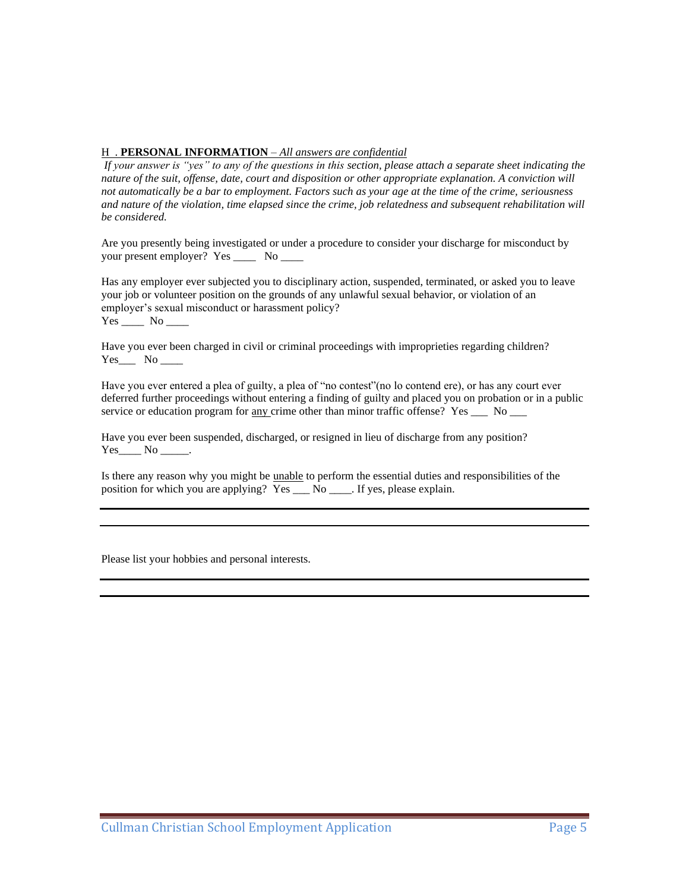H . **PERSONAL INFORMATION** – *All answers are confidential*

*If your answer is "yes" to any of the questions in this section, please attach a separate sheet indicating the nature of the suit, offense, date, court and disposition or other appropriate explanation. A conviction will not automatically be a bar to employment. Factors such as your age at the time of the crime, seriousness and nature of the violation, time elapsed since the crime, job relatedness and subsequent rehabilitation will be considered.*

Are you presently being investigated or under a procedure to consider your discharge for misconduct by your present employer? Yes ____ No ____

Has any employer ever subjected you to disciplinary action, suspended, terminated, or asked you to leave your job or volunteer position on the grounds of any unlawful sexual behavior, or violation of an employer's sexual misconduct or harassment policy?
Yes ____ No ____

Have you ever been charged in civil or criminal proceedings with improprieties regarding children?
Yes___ No ____

Have you ever entered a plea of guilty, a plea of "no contest"(no lo contend ere), or has any court ever deferred further proceedings without entering a finding of guilty and placed you on probation or in a public service or education program for <u>any</u> crime other than minor traffic offense? Yes ___ No ___

Have you ever been suspended, discharged, or resigned in lieu of discharge from any position?
Yes____ No _____.

Is there any reason why you might be <u>unable</u> to perform the essential duties and responsibilities of the position for which you are applying? Yes ___ No ____. If yes, please explain.

______________________________________________________________________________

______________________________________________________________________________

Please list your hobbies and personal interests.

______________________________________________________________________________

______________________________________________________________________________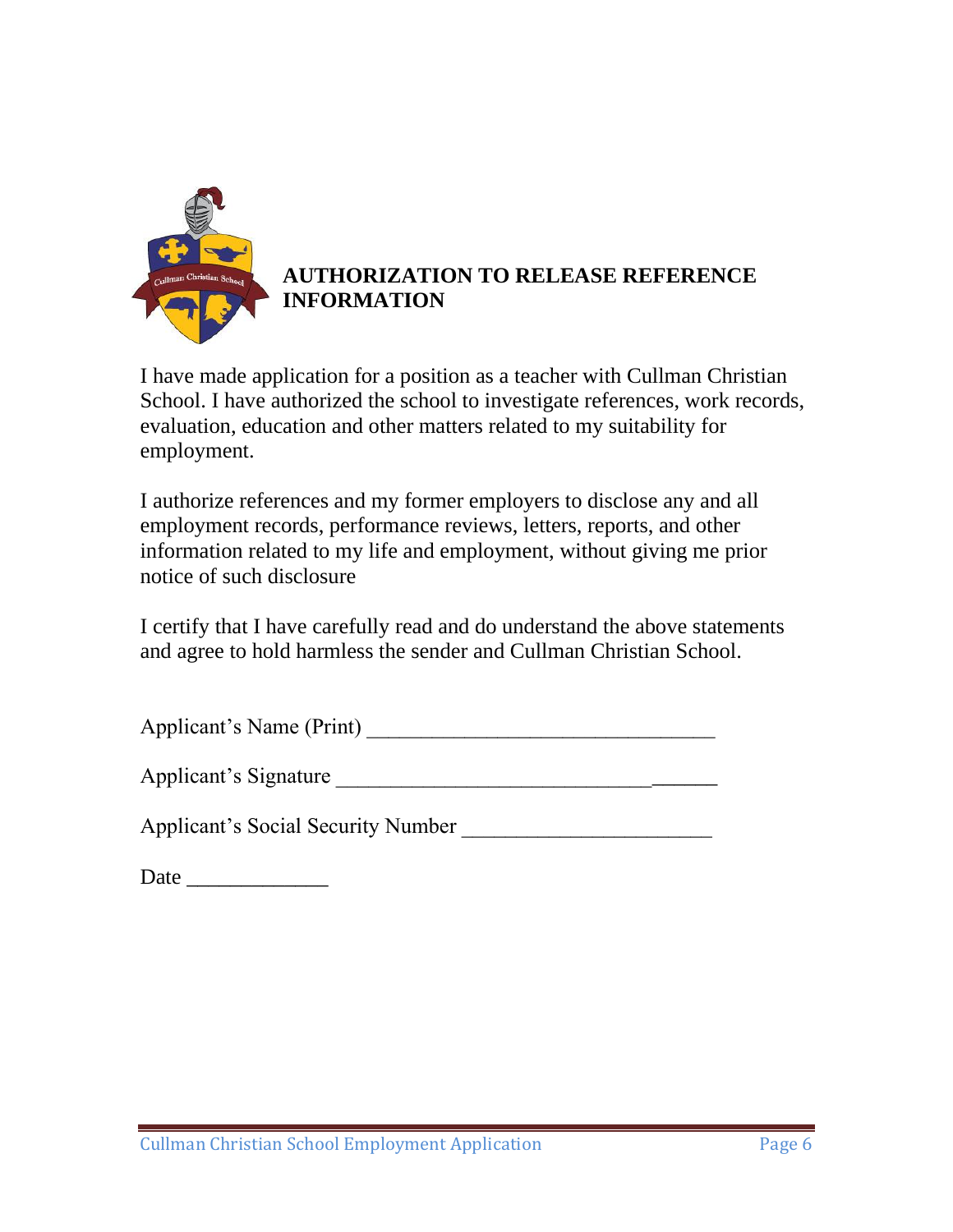## AUTHORIZATION TO RELEASE REFERENCE INFORMATION

I have made application for a position as a teacher with Cullman Christian School. I have authorized the school to investigate references, work records, evaluation, education and other matters related to my suitability for employment.

I authorize references and my former employers to disclose any and all employment records, performance reviews, letters, reports, and other information related to my life and employment, without giving me prior notice of such disclosure

I certify that I have carefully read and do understand the above statements and agree to hold harmless the sender and Cullman Christian School.

Applicant's Name (Print) ________________________________

Applicant's Signature ____________________________________

Applicant's Social Security Number _______________________

Date _____________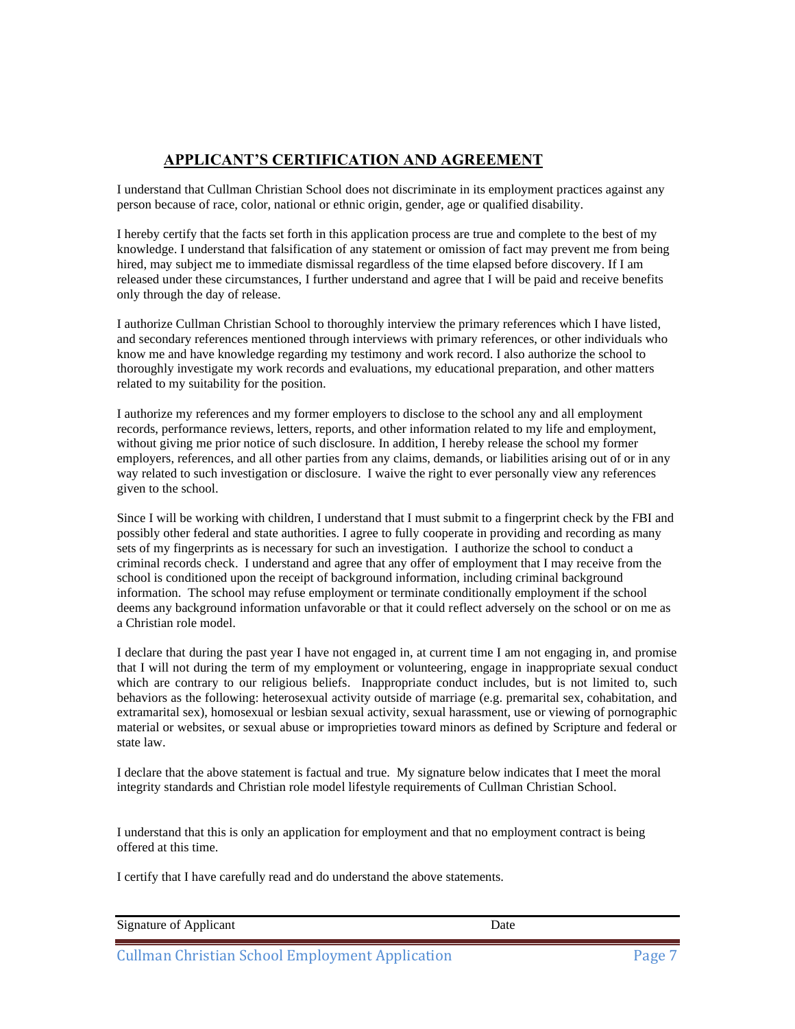## APPLICANT'S CERTIFICATION AND AGREEMENT

I understand that Cullman Christian School does not discriminate in its employment practices against any person because of race, color, national or ethnic origin, gender, age or qualified disability.

I hereby certify that the facts set forth in this application process are true and complete to the best of my knowledge. I understand that falsification of any statement or omission of fact may prevent me from being hired, may subject me to immediate dismissal regardless of the time elapsed before discovery. If I am released under these circumstances, I further understand and agree that I will be paid and receive benefits only through the day of release.

I authorize Cullman Christian School to thoroughly interview the primary references which I have listed, and secondary references mentioned through interviews with primary references, or other individuals who know me and have knowledge regarding my testimony and work record. I also authorize the school to thoroughly investigate my work records and evaluations, my educational preparation, and other matters related to my suitability for the position.

I authorize my references and my former employers to disclose to the school any and all employment records, performance reviews, letters, reports, and other information related to my life and employment, without giving me prior notice of such disclosure. In addition, I hereby release the school my former employers, references, and all other parties from any claims, demands, or liabilities arising out of or in any way related to such investigation or disclosure. I waive the right to ever personally view any references given to the school.

Since I will be working with children, I understand that I must submit to a fingerprint check by the FBI and possibly other federal and state authorities. I agree to fully cooperate in providing and recording as many sets of my fingerprints as is necessary for such an investigation. I authorize the school to conduct a criminal records check. I understand and agree that any offer of employment that I may receive from the school is conditioned upon the receipt of background information, including criminal background information. The school may refuse employment or terminate conditionally employment if the school deems any background information unfavorable or that it could reflect adversely on the school or on me as a Christian role model.

I declare that during the past year I have not engaged in, at current time I am not engaging in, and promise that I will not during the term of my employment or volunteering, engage in inappropriate sexual conduct which are contrary to our religious beliefs. Inappropriate conduct includes, but is not limited to, such behaviors as the following: heterosexual activity outside of marriage (e.g. premarital sex, cohabitation, and extramarital sex), homosexual or lesbian sexual activity, sexual harassment, use or viewing of pornographic material or websites, or sexual abuse or improprieties toward minors as defined by Scripture and federal or state law.

I declare that the above statement is factual and true. My signature below indicates that I meet the moral integrity standards and Christian role model lifestyle requirements of Cullman Christian School.

I understand that this is only an application for employment and that no employment contract is being offered at this time.

I certify that I have carefully read and do understand the above statements.

Signature of Applicant　　　　　　　　　　　　　　　　　　Date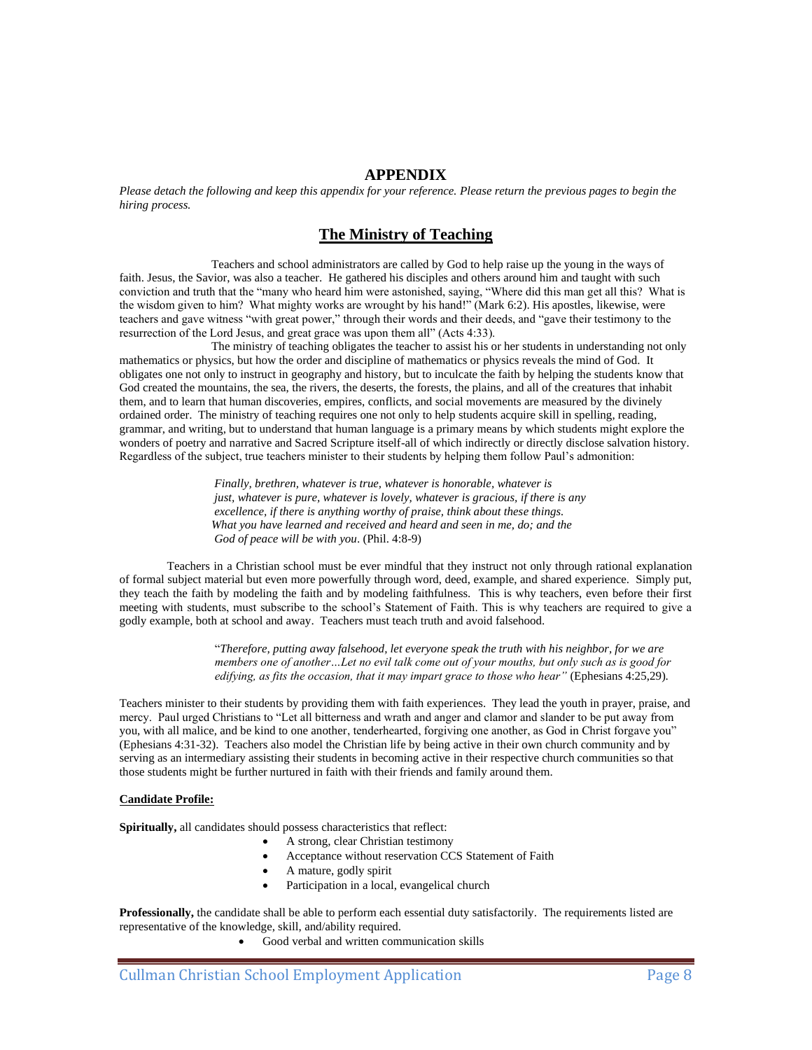# APPENDIX

*Please detach the following and keep this appendix for your reference. Please return the previous pages to begin the hiring process.*

## The Ministry of Teaching

Teachers and school administrators are called by God to help raise up the young in the ways of faith. Jesus, the Savior, was also a teacher. He gathered his disciples and others around him and taught with such conviction and truth that the "many who heard him were astonished, saying, "Where did this man get all this? What is the wisdom given to him? What mighty works are wrought by his hand!" (Mark 6:2). His apostles, likewise, were teachers and gave witness "with great power," through their words and their deeds, and "gave their testimony to the resurrection of the Lord Jesus, and great grace was upon them all" (Acts 4:33).

The ministry of teaching obligates the teacher to assist his or her students in understanding not only mathematics or physics, but how the order and discipline of mathematics or physics reveals the mind of God. It obligates one not only to instruct in geography and history, but to inculcate the faith by helping the students know that God created the mountains, the sea, the rivers, the deserts, the forests, the plains, and all of the creatures that inhabit them, and to learn that human discoveries, empires, conflicts, and social movements are measured by the divinely ordained order. The ministry of teaching requires one not only to help students acquire skill in spelling, reading, grammar, and writing, but to understand that human language is a primary means by which students might explore the wonders of poetry and narrative and Sacred Scripture itself-all of which indirectly or directly disclose salvation history. Regardless of the subject, true teachers minister to their students by helping them follow Paul's admonition:

> *Finally, brethren, whatever is true, whatever is honorable, whatever is just, whatever is pure, whatever is lovely, whatever is gracious, if there is any excellence, if there is anything worthy of praise, think about these things. What you have learned and received and heard and seen in me, do; and the God of peace will be with you*. (Phil. 4:8-9)

Teachers in a Christian school must be ever mindful that they instruct not only through rational explanation of formal subject material but even more powerfully through word, deed, example, and shared experience. Simply put, they teach the faith by modeling the faith and by modeling faithfulness. This is why teachers, even before their first meeting with students, must subscribe to the school's Statement of Faith. This is why teachers are required to give a godly example, both at school and away. Teachers must teach truth and avoid falsehood.

> "*Therefore, putting away falsehood, let everyone speak the truth with his neighbor, for we are members one of another…Let no evil talk come out of your mouths, but only such as is good for edifying, as fits the occasion, that it may impart grace to those who hear"* (Ephesians 4:25,29).

Teachers minister to their students by providing them with faith experiences. They lead the youth in prayer, praise, and mercy. Paul urged Christians to "Let all bitterness and wrath and anger and clamor and slander to be put away from you, with all malice, and be kind to one another, tenderhearted, forgiving one another, as God in Christ forgave you" (Ephesians 4:31-32). Teachers also model the Christian life by being active in their own church community and by serving as an intermediary assisting their students in becoming active in their respective church communities so that those students might be further nurtured in faith with their friends and family around them.

**Candidate Profile:**

**Spiritually,** all candidates should possess characteristics that reflect:

- A strong, clear Christian testimony
- Acceptance without reservation CCS Statement of Faith
- A mature, godly spirit
- Participation in a local, evangelical church

**Professionally,** the candidate shall be able to perform each essential duty satisfactorily. The requirements listed are representative of the knowledge, skill, and/ability required.

- Good verbal and written communication skills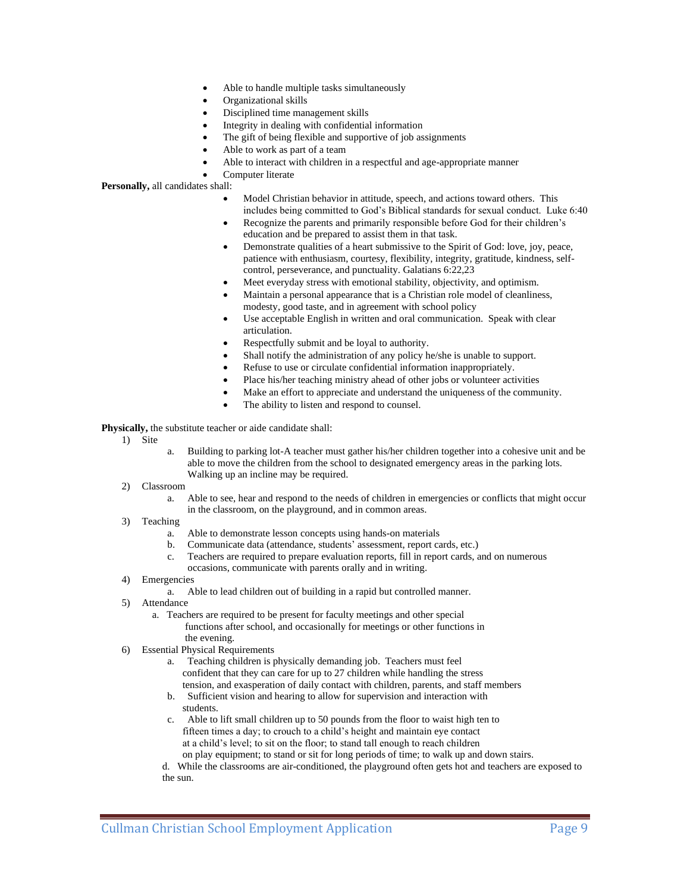- Able to handle multiple tasks simultaneously
- Organizational skills
- Disciplined time management skills
- Integrity in dealing with confidential information
- The gift of being flexible and supportive of job assignments
- Able to work as part of a team
- Able to interact with children in a respectful and age-appropriate manner
- Computer literate

**Personally,** all candidates shall:

- Model Christian behavior in attitude, speech, and actions toward others. This includes being committed to God's Biblical standards for sexual conduct. Luke 6:40
- Recognize the parents and primarily responsible before God for their children's education and be prepared to assist them in that task.
- Demonstrate qualities of a heart submissive to the Spirit of God: love, joy, peace, patience with enthusiasm, courtesy, flexibility, integrity, gratitude, kindness, self-control, perseverance, and punctuality. Galatians 6:22,23
- Meet everyday stress with emotional stability, objectivity, and optimism.
- Maintain a personal appearance that is a Christian role model of cleanliness, modesty, good taste, and in agreement with school policy
- Use acceptable English in written and oral communication. Speak with clear articulation.
- Respectfully submit and be loyal to authority.
- Shall notify the administration of any policy he/she is unable to support.
- Refuse to use or circulate confidential information inappropriately.
- Place his/her teaching ministry ahead of other jobs or volunteer activities
- Make an effort to appreciate and understand the uniqueness of the community.
- The ability to listen and respond to counsel.

**Physically,** the substitute teacher or aide candidate shall:

1) Site
   a. Building to parking lot-A teacher must gather his/her children together into a cohesive unit and be able to move the children from the school to designated emergency areas in the parking lots. Walking up an incline may be required.
2) Classroom
   a. Able to see, hear and respond to the needs of children in emergencies or conflicts that might occur in the classroom, on the playground, and in common areas.
3) Teaching
   a. Able to demonstrate lesson concepts using hands-on materials
   b. Communicate data (attendance, students' assessment, report cards, etc.)
   c. Teachers are required to prepare evaluation reports, fill in report cards, and on numerous occasions, communicate with parents orally and in writing.
4) Emergencies
   a. Able to lead children out of building in a rapid but controlled manner.
5) Attendance
   a. Teachers are required to be present for faculty meetings and other special functions after school, and occasionally for meetings or other functions in the evening.
6) Essential Physical Requirements
   a. Teaching children is physically demanding job. Teachers must feel confident that they can care for up to 27 children while handling the stress tension, and exasperation of daily contact with children, parents, and staff members
   b. Sufficient vision and hearing to allow for supervision and interaction with students.
   c. Able to lift small children up to 50 pounds from the floor to waist high ten to fifteen times a day; to crouch to a child's height and maintain eye contact at a child's level; to sit on the floor; to stand tall enough to reach children on play equipment; to stand or sit for long periods of time; to walk up and down stairs.
   d. While the classrooms are air-conditioned, the playground often gets hot and teachers are exposed to the sun.